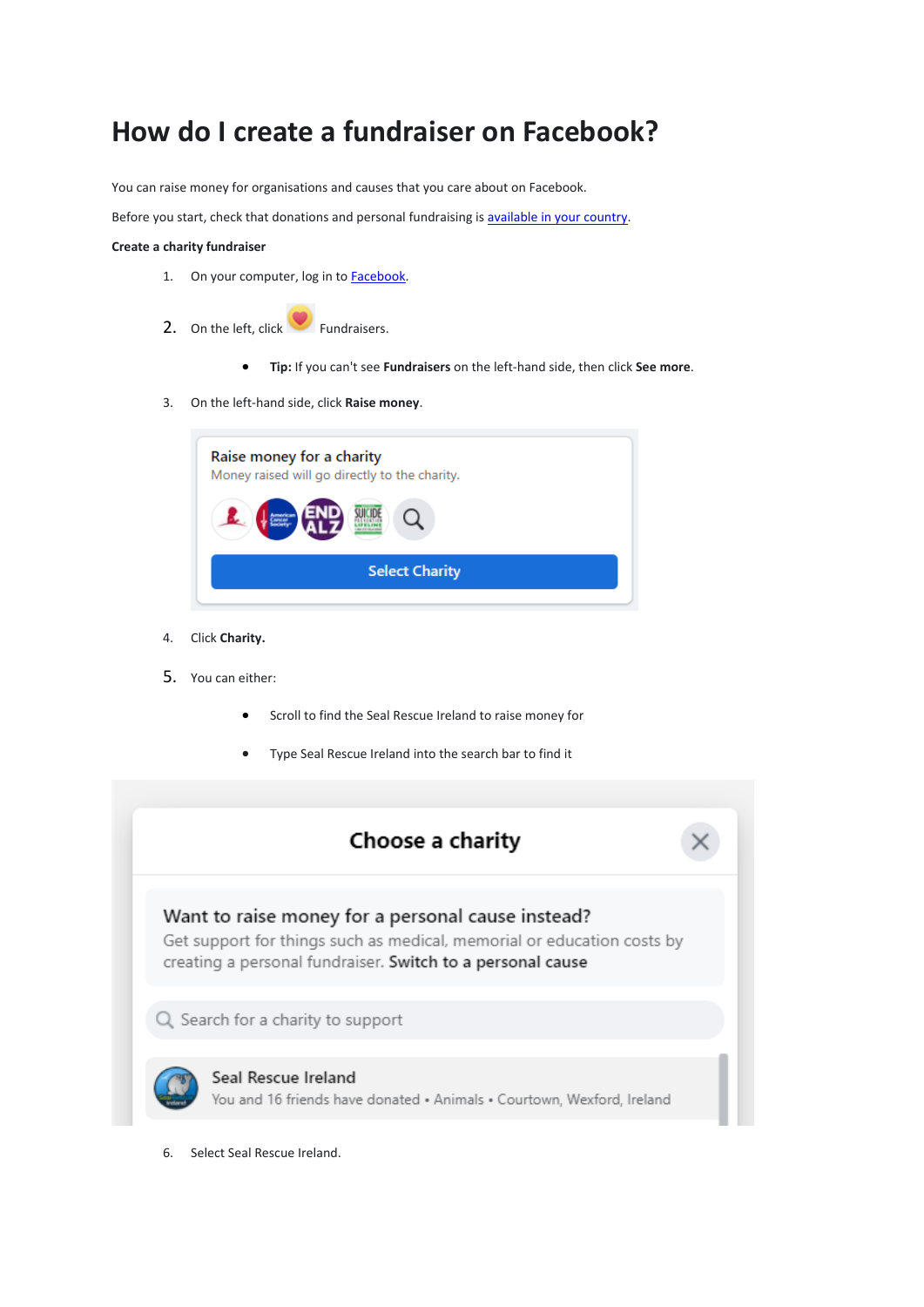# How do I create a fundraiser on Facebook?

You can raise money for organisations and causes that you care about on Facebook.

Before you start, check that donations and personal fundraising is [available in your country](#).

**Create a charity fundraiser**

1. On your computer, log in to [Facebook](#).
2. On the left, click Fundraisers.
   - **Tip:** If you can't see **Fundraisers** on the left-hand side, then click **See more**.
3. On the left-hand side, click **Raise money**.

Raise money for a charity
Money raised will go directly to the charity.
Select Charity

4. Click **Charity.**
5. You can either:
   - Scroll to find the Seal Rescue Ireland to raise money for
   - Type Seal Rescue Ireland into the search bar to find it

Choose a charity

Want to raise money for a personal cause instead?
Get support for things such as medical, memorial or education costs by creating a personal fundraiser. **Switch to a personal cause**

Search for a charity to support

Seal Rescue Ireland
You and 16 friends have donated • Animals • Courtown, Wexford, Ireland

6. Select Seal Rescue Ireland.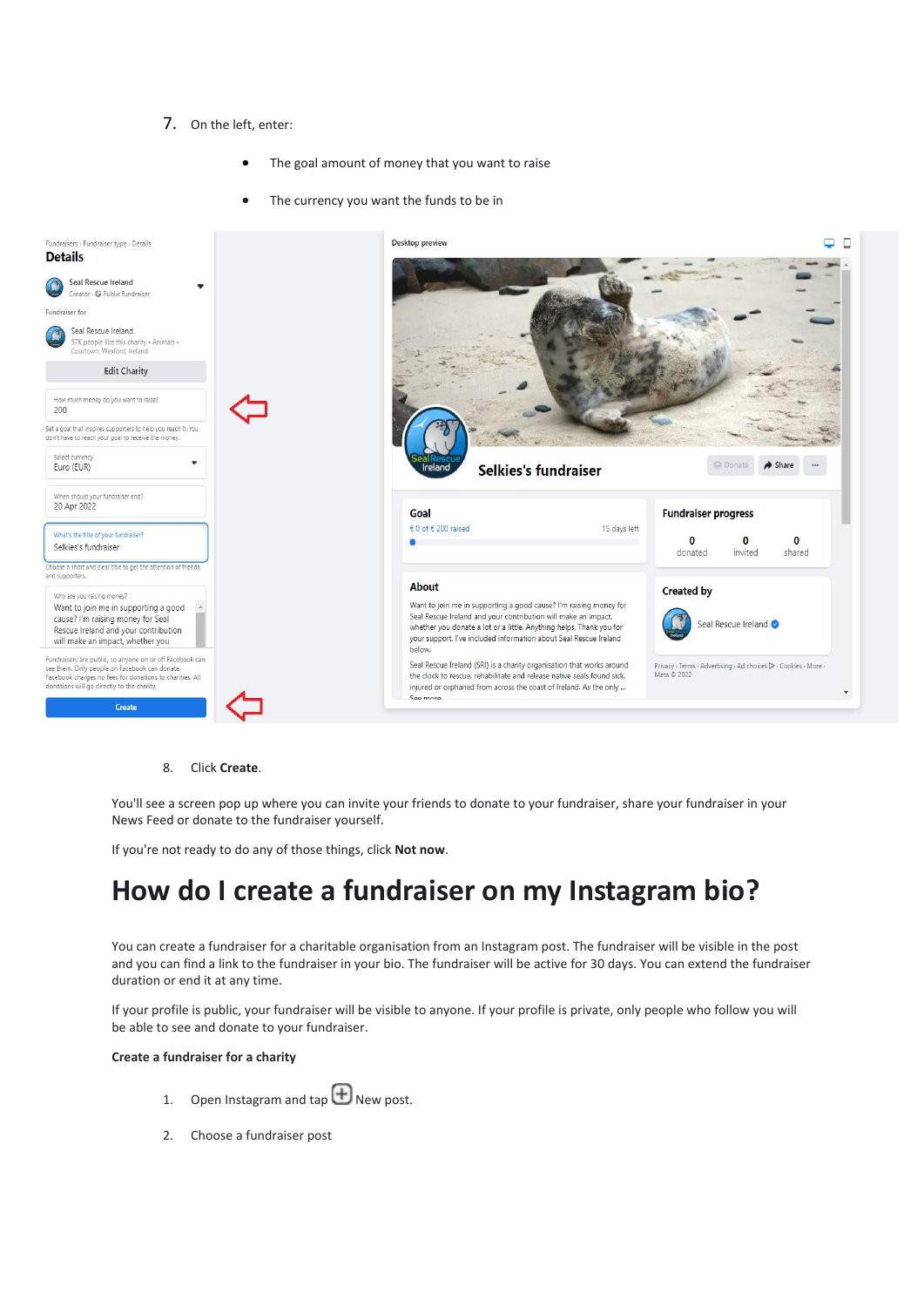7. On the left, enter:

    - The goal amount of money that you want to raise
    - The currency you want the funds to be in

8. Click **Create**.

You'll see a screen pop up where you can invite your friends to donate to your fundraiser, share your fundraiser in your News Feed or donate to the fundraiser yourself.

If you're not ready to do any of those things, click **Not now**.

# How do I create a fundraiser on my Instagram bio?

You can create a fundraiser for a charitable organisation from an Instagram post. The fundraiser will be visible in the post and you can find a link to the fundraiser in your bio. The fundraiser will be active for 30 days. You can extend the fundraiser duration or end it at any time.

If your profile is public, your fundraiser will be visible to anyone. If your profile is private, only people who follow you will be able to see and donate to your fundraiser.

**Create a fundraiser for a charity**

1. Open Instagram and tap ⊞ New post.
2. Choose a fundraiser post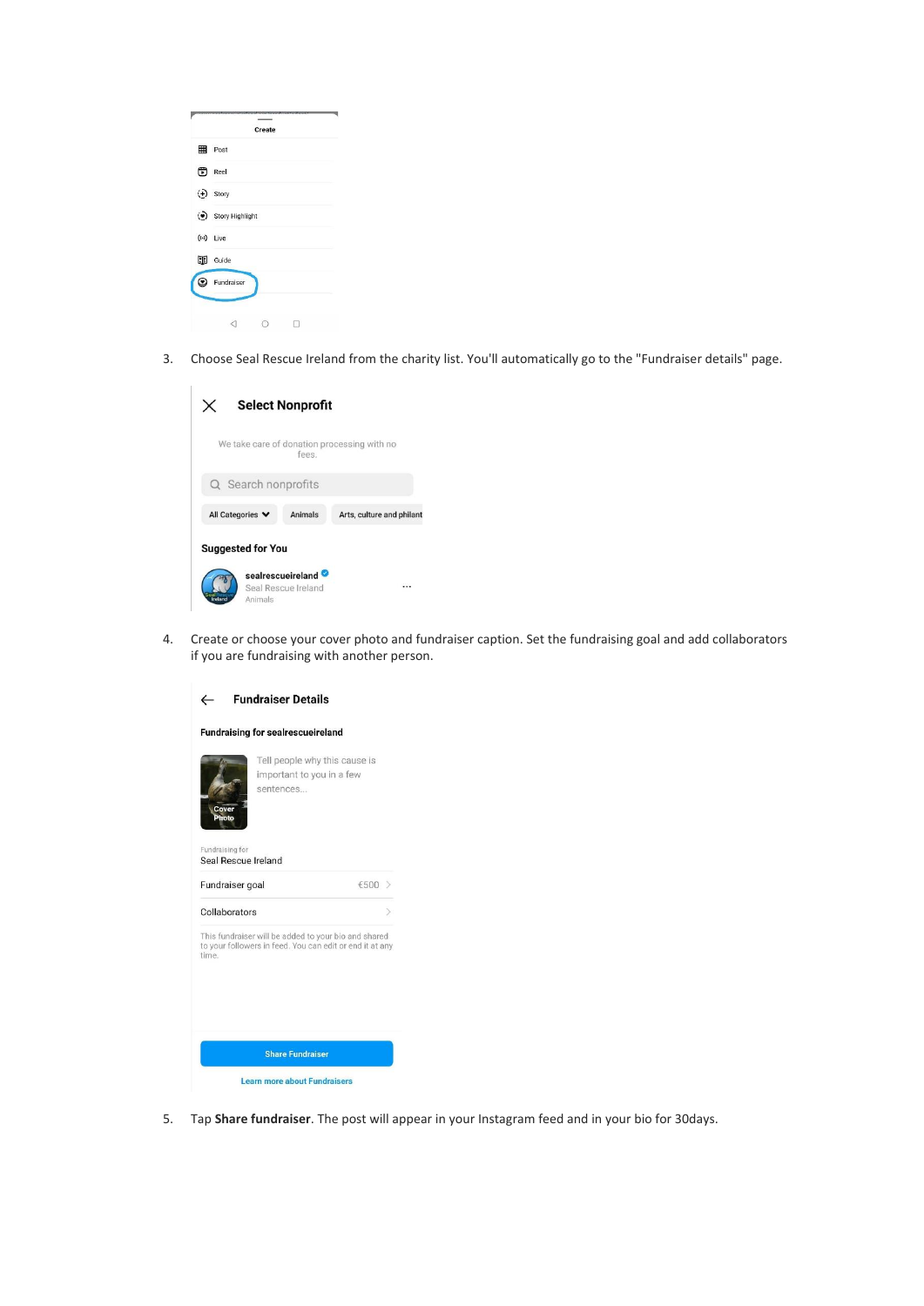3. Choose Seal Rescue Ireland from the charity list. You'll automatically go to the "Fundraiser details" page.

4. Create or choose your cover photo and fundraiser caption. Set the fundraising goal and add collaborators if you are fundraising with another person.

5. Tap **Share fundraiser**. The post will appear in your Instagram feed and in your bio for 30days.